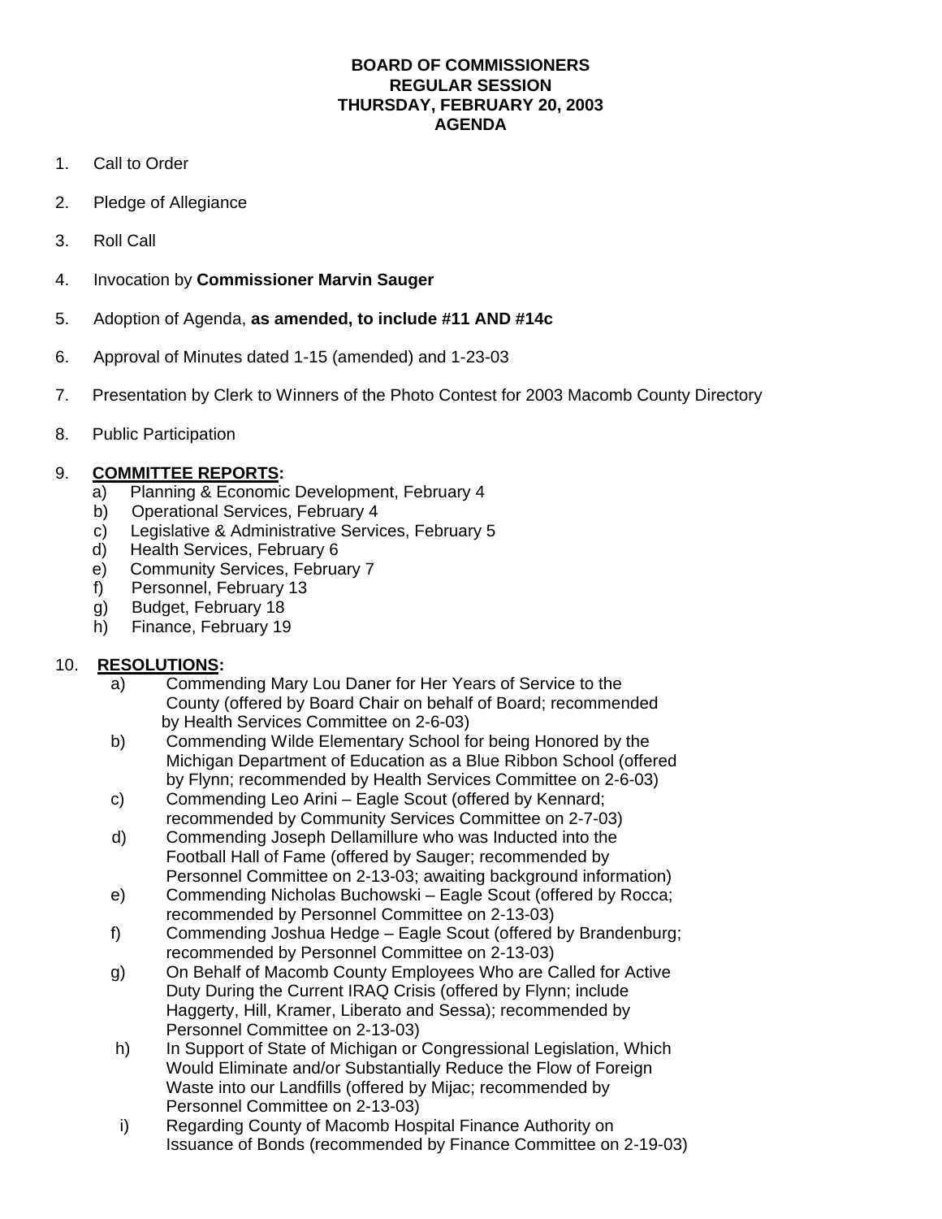# BOARD OF COMMISSIONERS
## REGULAR SESSION
## THURSDAY, FEBRUARY 20, 2003
## AGENDA

1. Call to Order

2. Pledge of Allegiance

3. Roll Call

4. Invocation by **Commissioner Marvin Sauger**

5. Adoption of Agenda, **as amended, to include #11 AND #14c**

6. Approval of Minutes dated 1-15 (amended) and 1-23-03

7. Presentation by Clerk to Winners of the Photo Contest for 2003 Macomb County Directory

8. Public Participation

9. **<u>COMMITTEE REPORTS</u>:**
   a) Planning & Economic Development, February 4
   b) Operational Services, February 4
   c) Legislative & Administrative Services, February 5
   d) Health Services, February 6
   e) Community Services, February 7
   f) Personnel, February 13
   g) Budget, February 18
   h) Finance, February 19

10. **<u>RESOLUTIONS</u>:**
   a) Commending Mary Lou Daner for Her Years of Service to the County (offered by Board Chair on behalf of Board; recommended by Health Services Committee on 2-6-03)
   b) Commending Wilde Elementary School for being Honored by the Michigan Department of Education as a Blue Ribbon School (offered by Flynn; recommended by Health Services Committee on 2-6-03)
   c) Commending Leo Arini – Eagle Scout (offered by Kennard; recommended by Community Services Committee on 2-7-03)
   d) Commending Joseph Dellamillure who was Inducted into the Football Hall of Fame (offered by Sauger; recommended by Personnel Committee on 2-13-03; awaiting background information)
   e) Commending Nicholas Buchowski – Eagle Scout (offered by Rocca; recommended by Personnel Committee on 2-13-03)
   f) Commending Joshua Hedge – Eagle Scout (offered by Brandenburg; recommended by Personnel Committee on 2-13-03)
   g) On Behalf of Macomb County Employees Who are Called for Active Duty During the Current IRAQ Crisis (offered by Flynn; include Haggerty, Hill, Kramer, Liberato and Sessa); recommended by Personnel Committee on 2-13-03)
   h) In Support of State of Michigan or Congressional Legislation, Which Would Eliminate and/or Substantially Reduce the Flow of Foreign Waste into our Landfills (offered by Mijac; recommended by Personnel Committee on 2-13-03)
   i) Regarding County of Macomb Hospital Finance Authority on Issuance of Bonds (recommended by Finance Committee on 2-19-03)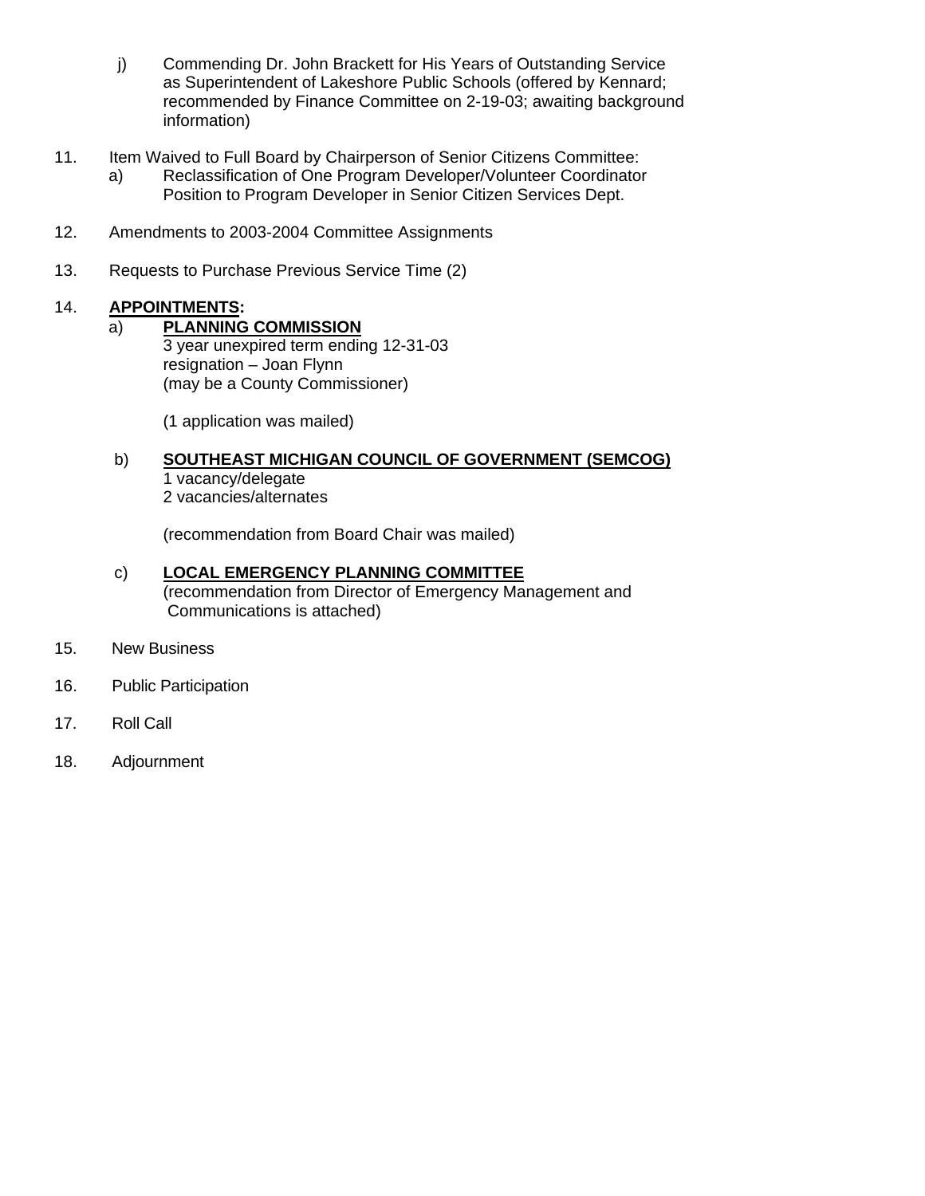j) Commending Dr. John Brackett for His Years of Outstanding Service as Superintendent of Lakeshore Public Schools (offered by Kennard; recommended by Finance Committee on 2-19-03; awaiting background information)

11. Item Waived to Full Board by Chairperson of Senior Citizens Committee:
    a) Reclassification of One Program Developer/Volunteer Coordinator Position to Program Developer in Senior Citizen Services Dept.

12. Amendments to 2003-2004 Committee Assignments

13. Requests to Purchase Previous Service Time (2)

14. **<u>APPOINTMENTS</u>:**
    a) **<u>PLANNING COMMISSION</u>**
       3 year unexpired term ending 12-31-03
       resignation – Joan Flynn
       (may be a County Commissioner)

       (1 application was mailed)

    b) **<u>SOUTHEAST MICHIGAN COUNCIL OF GOVERNMENT (SEMCOG)</u>**
       1 vacancy/delegate
       2 vacancies/alternates

       (recommendation from Board Chair was mailed)

    c) **<u>LOCAL EMERGENCY PLANNING COMMITTEE</u>**
       (recommendation from Director of Emergency Management and Communications is attached)

15. New Business

16. Public Participation

17. Roll Call

18. Adjournment